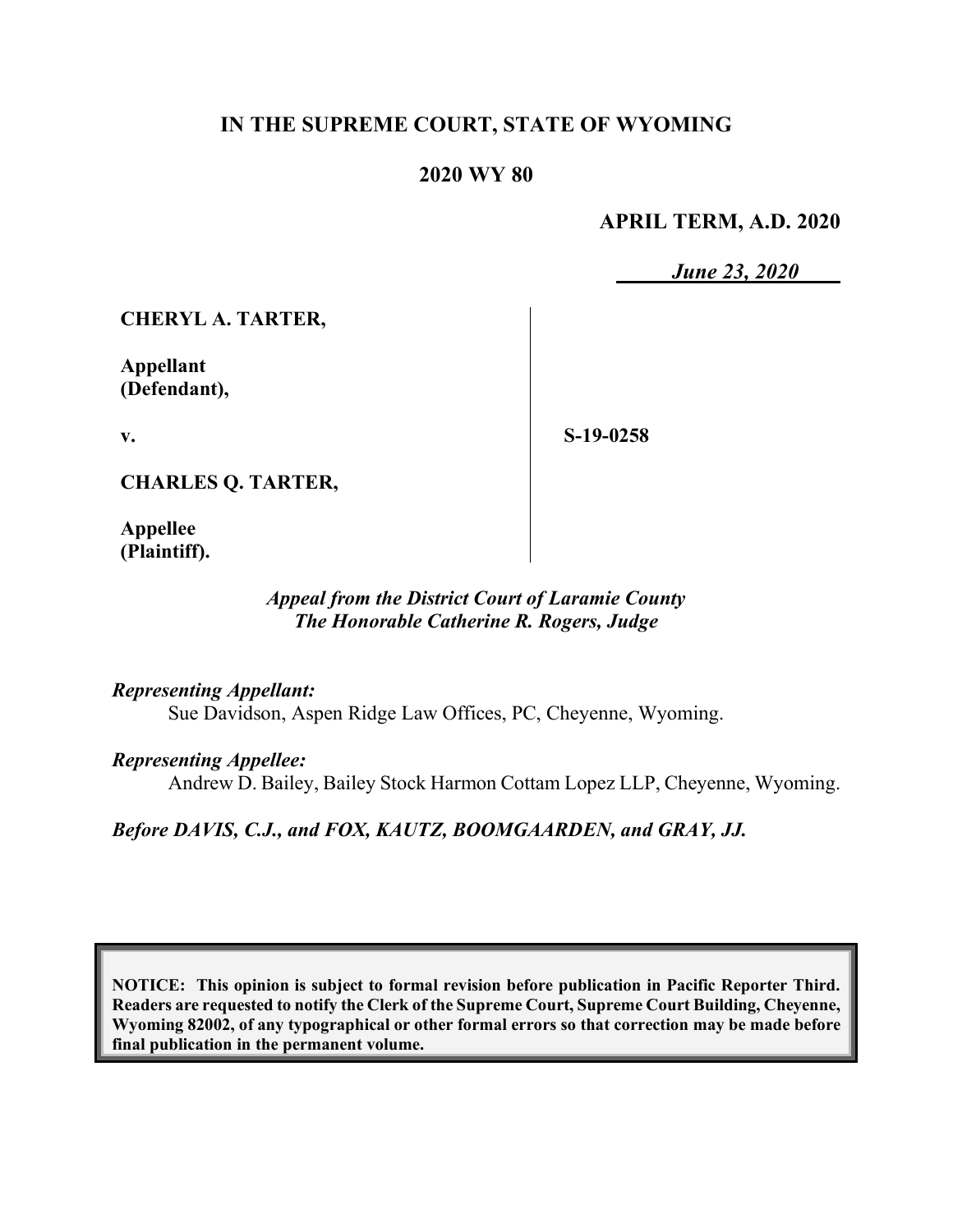# IN THE SUPREME COURT, STATE OF WYOMING

## 2020 WY 80

**APRIL TERM, A.D. 2020**

***June 23, 2020***

**CHERYL A. TARTER,**

**Appellant (Defendant),**

**v.**

**CHARLES Q. TARTER,**

**Appellee (Plaintiff).**

**S-19-0258**

*Appeal from the District Court of Laramie County*
*The Honorable Catherine R. Rogers, Judge*

*Representing Appellant:*
Sue Davidson, Aspen Ridge Law Offices, PC, Cheyenne, Wyoming.

*Representing Appellee:*
Andrew D. Bailey, Bailey Stock Harmon Cottam Lopez LLP, Cheyenne, Wyoming.

*Before DAVIS, C.J., and FOX, KAUTZ, BOOMGAARDEN, and GRAY, JJ.*

**NOTICE: This opinion is subject to formal revision before publication in Pacific Reporter Third. Readers are requested to notify the Clerk of the Supreme Court, Supreme Court Building, Cheyenne, Wyoming 82002, of any typographical or other formal errors so that correction may be made before final publication in the permanent volume.**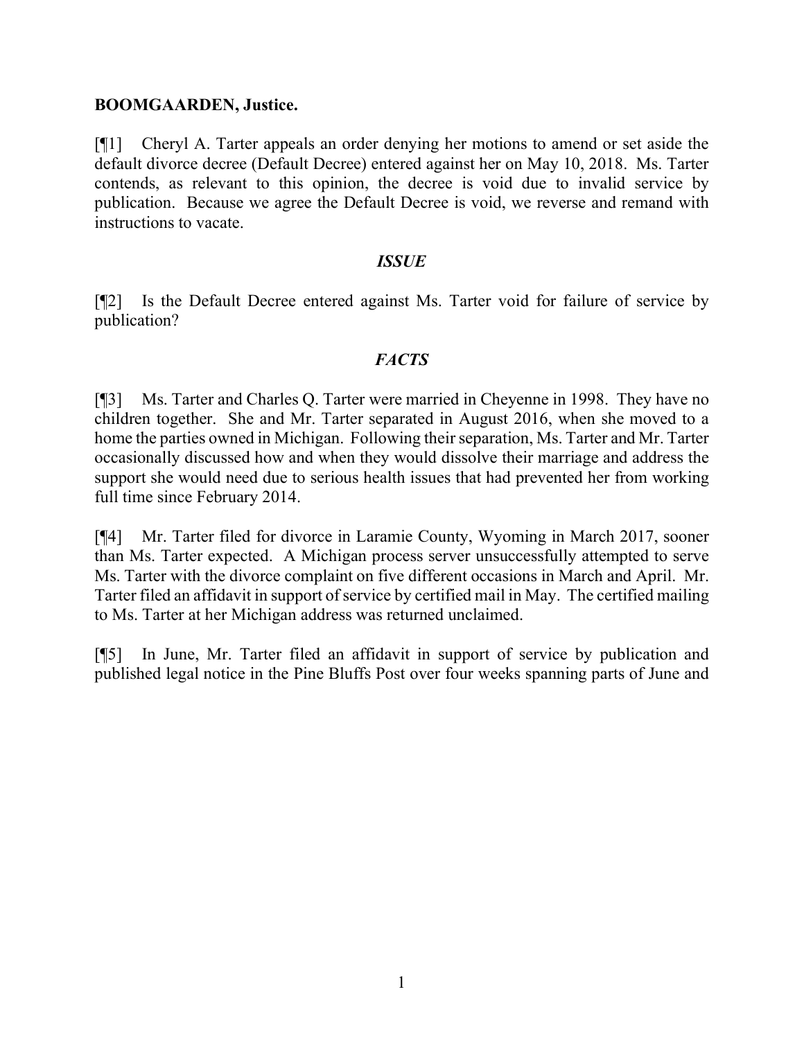**BOOMGAARDEN, Justice.**

[¶1] Cheryl A. Tarter appeals an order denying her motions to amend or set aside the default divorce decree (Default Decree) entered against her on May 10, 2018. Ms. Tarter contends, as relevant to this opinion, the decree is void due to invalid service by publication. Because we agree the Default Decree is void, we reverse and remand with instructions to vacate.

## *ISSUE*

[¶2] Is the Default Decree entered against Ms. Tarter void for failure of service by publication?

## *FACTS*

[¶3] Ms. Tarter and Charles Q. Tarter were married in Cheyenne in 1998. They have no children together. She and Mr. Tarter separated in August 2016, when she moved to a home the parties owned in Michigan. Following their separation, Ms. Tarter and Mr. Tarter occasionally discussed how and when they would dissolve their marriage and address the support she would need due to serious health issues that had prevented her from working full time since February 2014.

[¶4] Mr. Tarter filed for divorce in Laramie County, Wyoming in March 2017, sooner than Ms. Tarter expected. A Michigan process server unsuccessfully attempted to serve Ms. Tarter with the divorce complaint on five different occasions in March and April. Mr. Tarter filed an affidavit in support of service by certified mail in May. The certified mailing to Ms. Tarter at her Michigan address was returned unclaimed.

[¶5] In June, Mr. Tarter filed an affidavit in support of service by publication and published legal notice in the Pine Bluffs Post over four weeks spanning parts of June and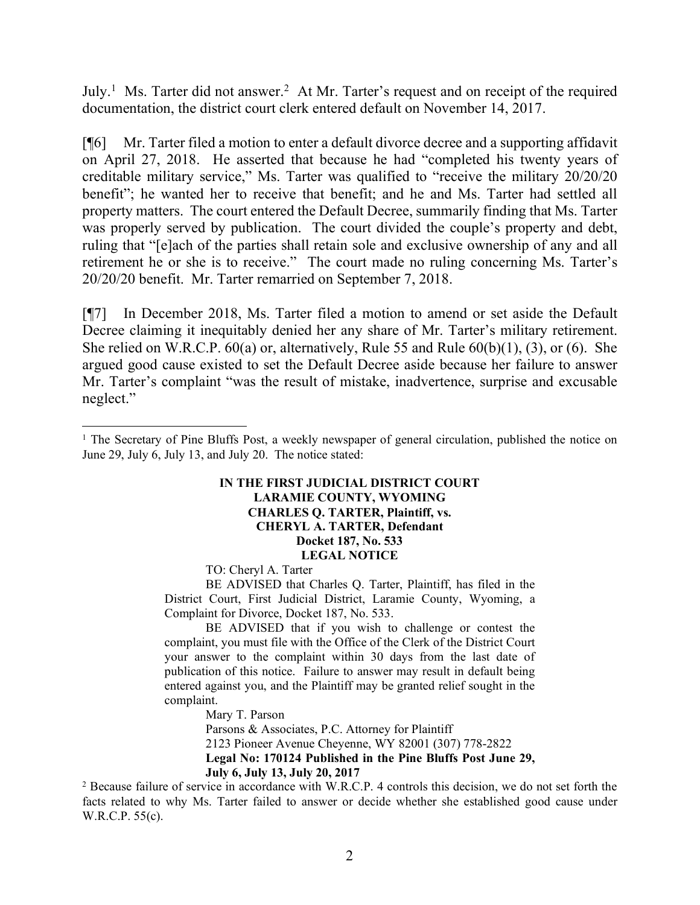July.[1] Ms. Tarter did not answer.[2] At Mr. Tarter's request and on receipt of the required documentation, the district court clerk entered default on November 14, 2017.

[¶6] Mr. Tarter filed a motion to enter a default divorce decree and a supporting affidavit on April 27, 2018. He asserted that because he had "completed his twenty years of creditable military service," Ms. Tarter was qualified to "receive the military 20/20/20 benefit"; he wanted her to receive that benefit; and he and Ms. Tarter had settled all property matters. The court entered the Default Decree, summarily finding that Ms. Tarter was properly served by publication. The court divided the couple's property and debt, ruling that "[e]ach of the parties shall retain sole and exclusive ownership of any and all retirement he or she is to receive." The court made no ruling concerning Ms. Tarter's 20/20/20 benefit. Mr. Tarter remarried on September 7, 2018.

[¶7] In December 2018, Ms. Tarter filed a motion to amend or set aside the Default Decree claiming it inequitably denied her any share of Mr. Tarter's military retirement. She relied on W.R.C.P. 60(a) or, alternatively, Rule 55 and Rule 60(b)(1), (3), or (6). She argued good cause existed to set the Default Decree aside because her failure to answer Mr. Tarter's complaint "was the result of mistake, inadvertence, surprise and excusable neglect."

---

[1] The Secretary of Pine Bluffs Post, a weekly newspaper of general circulation, published the notice on June 29, July 6, July 13, and July 20. The notice stated:

> **IN THE FIRST JUDICIAL DISTRICT COURT**
> **LARAMIE COUNTY, WYOMING**
> **CHARLES Q. TARTER, Plaintiff, vs.**
> **CHERYL A. TARTER, Defendant**
> **Docket 187, No. 533**
> **LEGAL NOTICE**
>
> TO: Cheryl A. Tarter
>
> BE ADVISED that Charles Q. Tarter, Plaintiff, has filed in the District Court, First Judicial District, Laramie County, Wyoming, a Complaint for Divorce, Docket 187, No. 533.
>
> BE ADVISED that if you wish to challenge or contest the complaint, you must file with the Office of the Clerk of the District Court your answer to the complaint within 30 days from the last date of publication of this notice. Failure to answer may result in default being entered against you, and the Plaintiff may be granted relief sought in the complaint.
>
> Mary T. Parson
> Parsons & Associates, P.C. Attorney for Plaintiff
> 2123 Pioneer Avenue Cheyenne, WY 82001 (307) 778-2822
> **Legal No: 170124 Published in the Pine Bluffs Post June 29, July 6, July 13, July 20, 2017**

[2] Because failure of service in accordance with W.R.C.P. 4 controls this decision, we do not set forth the facts related to why Ms. Tarter failed to answer or decide whether she established good cause under W.R.C.P. 55(c).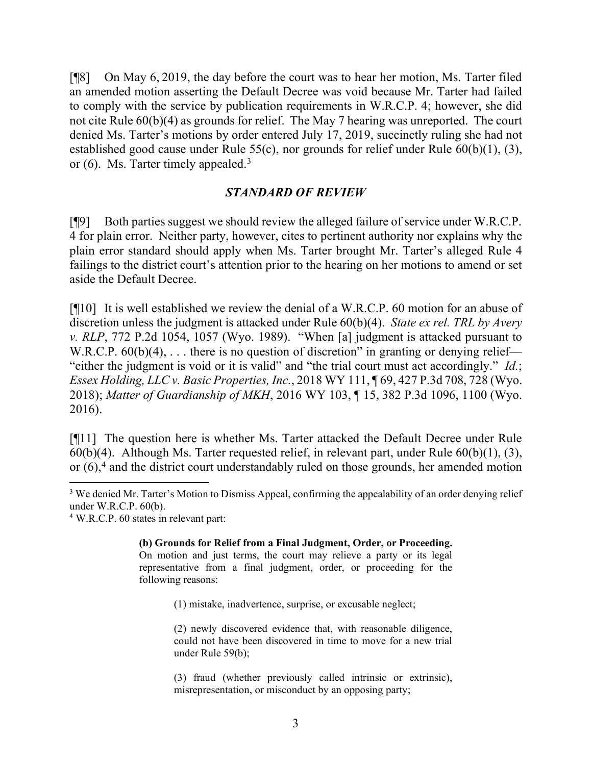[¶8] On May 6, 2019, the day before the court was to hear her motion, Ms. Tarter filed an amended motion asserting the Default Decree was void because Mr. Tarter had failed to comply with the service by publication requirements in W.R.C.P. 4; however, she did not cite Rule 60(b)(4) as grounds for relief. The May 7 hearing was unreported. The court denied Ms. Tarter's motions by order entered July 17, 2019, succinctly ruling she had not established good cause under Rule 55(c), nor grounds for relief under Rule 60(b)(1), (3), or (6). Ms. Tarter timely appealed.[3]

## *STANDARD OF REVIEW*

[¶9] Both parties suggest we should review the alleged failure of service under W.R.C.P. 4 for plain error. Neither party, however, cites to pertinent authority nor explains why the plain error standard should apply when Ms. Tarter brought Mr. Tarter's alleged Rule 4 failings to the district court's attention prior to the hearing on her motions to amend or set aside the Default Decree.

[¶10] It is well established we review the denial of a W.R.C.P. 60 motion for an abuse of discretion unless the judgment is attacked under Rule 60(b)(4). *State ex rel. TRL by Avery v. RLP*, 772 P.2d 1054, 1057 (Wyo. 1989). "When [a] judgment is attacked pursuant to W.R.C.P. 60(b)(4), . . . there is no question of discretion" in granting or denying relief—"either the judgment is void or it is valid" and "the trial court must act accordingly." *Id.*; *Essex Holding, LLC v. Basic Properties, Inc.*, 2018 WY 111, ¶ 69, 427 P.3d 708, 728 (Wyo. 2018); *Matter of Guardianship of MKH*, 2016 WY 103, ¶ 15, 382 P.3d 1096, 1100 (Wyo. 2016).

[¶11] The question here is whether Ms. Tarter attacked the Default Decree under Rule 60(b)(4). Although Ms. Tarter requested relief, in relevant part, under Rule 60(b)(1), (3), or (6),[4] and the district court understandably ruled on those grounds, her amended motion

---

[3] We denied Mr. Tarter's Motion to Dismiss Appeal, confirming the appealability of an order denying relief under W.R.C.P. 60(b).

[4] W.R.C.P. 60 states in relevant part:

> **(b) Grounds for Relief from a Final Judgment, Order, or Proceeding.** On motion and just terms, the court may relieve a party or its legal representative from a final judgment, order, or proceeding for the following reasons:
>
> (1) mistake, inadvertence, surprise, or excusable neglect;
>
> (2) newly discovered evidence that, with reasonable diligence, could not have been discovered in time to move for a new trial under Rule 59(b);
>
> (3) fraud (whether previously called intrinsic or extrinsic), misrepresentation, or misconduct by an opposing party;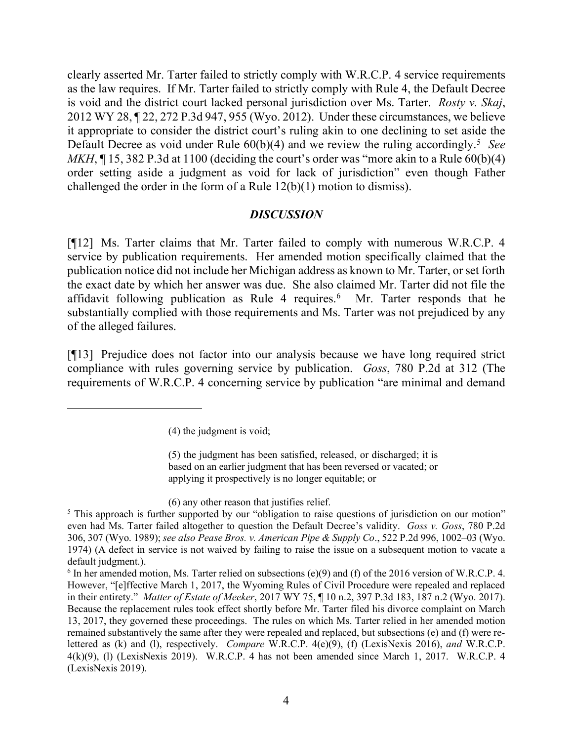clearly asserted Mr. Tarter failed to strictly comply with W.R.C.P. 4 service requirements as the law requires. If Mr. Tarter failed to strictly comply with Rule 4, the Default Decree is void and the district court lacked personal jurisdiction over Ms. Tarter. *Rosty v. Skaj*, 2012 WY 28, ¶ 22, 272 P.3d 947, 955 (Wyo. 2012). Under these circumstances, we believe it appropriate to consider the district court's ruling akin to one declining to set aside the Default Decree as void under Rule 60(b)(4) and we review the ruling accordingly.[5] *See MKH*, ¶ 15, 382 P.3d at 1100 (deciding the court's order was "more akin to a Rule 60(b)(4) order setting aside a judgment as void for lack of jurisdiction" even though Father challenged the order in the form of a Rule 12(b)(1) motion to dismiss).

## *DISCUSSION*

[¶12] Ms. Tarter claims that Mr. Tarter failed to comply with numerous W.R.C.P. 4 service by publication requirements. Her amended motion specifically claimed that the publication notice did not include her Michigan address as known to Mr. Tarter, or set forth the exact date by which her answer was due. She also claimed Mr. Tarter did not file the affidavit following publication as Rule 4 requires.[6] Mr. Tarter responds that he substantially complied with those requirements and Ms. Tarter was not prejudiced by any of the alleged failures.

[¶13] Prejudice does not factor into our analysis because we have long required strict compliance with rules governing service by publication. *Goss*, 780 P.2d at 312 (The requirements of W.R.C.P. 4 concerning service by publication "are minimal and demand

---

> (4) the judgment is void;
>
> (5) the judgment has been satisfied, released, or discharged; it is based on an earlier judgment that has been reversed or vacated; or applying it prospectively is no longer equitable; or
>
> (6) any other reason that justifies relief.

[5] This approach is further supported by our "obligation to raise questions of jurisdiction on our motion" even had Ms. Tarter failed altogether to question the Default Decree's validity. *Goss v. Goss*, 780 P.2d 306, 307 (Wyo. 1989); *see also Pease Bros. v. American Pipe & Supply Co*., 522 P.2d 996, 1002–03 (Wyo. 1974) (A defect in service is not waived by failing to raise the issue on a subsequent motion to vacate a default judgment.).

[6] In her amended motion, Ms. Tarter relied on subsections (e)(9) and (f) of the 2016 version of W.R.C.P. 4. However, "[e]ffective March 1, 2017, the Wyoming Rules of Civil Procedure were repealed and replaced in their entirety." *Matter of Estate of Meeker*, 2017 WY 75, ¶ 10 n.2, 397 P.3d 183, 187 n.2 (Wyo. 2017). Because the replacement rules took effect shortly before Mr. Tarter filed his divorce complaint on March 13, 2017, they governed these proceedings. The rules on which Ms. Tarter relied in her amended motion remained substantively the same after they were repealed and replaced, but subsections (e) and (f) were re-lettered as (k) and (l), respectively. *Compare* W.R.C.P. 4(e)(9), (f) (LexisNexis 2016), *and* W.R.C.P. 4(k)(9), (l) (LexisNexis 2019). W.R.C.P. 4 has not been amended since March 1, 2017. W.R.C.P. 4 (LexisNexis 2019).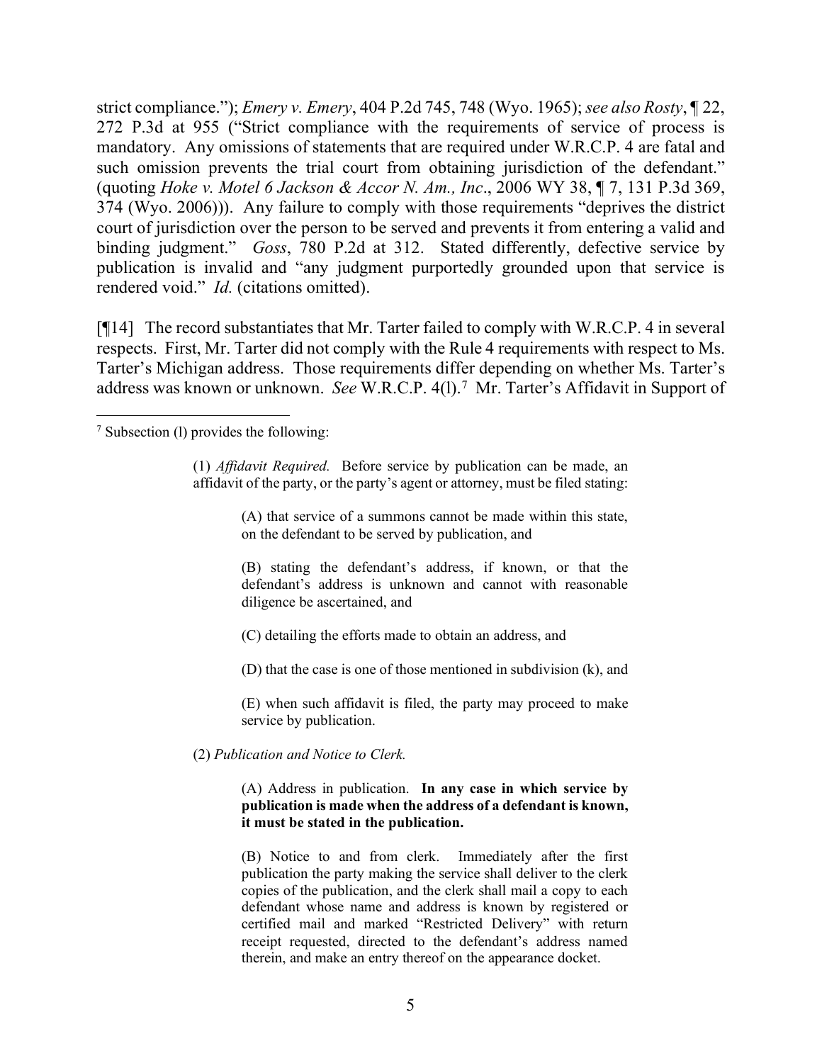strict compliance."); *Emery v. Emery*, 404 P.2d 745, 748 (Wyo. 1965); *see also Rosty*, ¶ 22, 272 P.3d at 955 ("Strict compliance with the requirements of service of process is mandatory. Any omissions of statements that are required under W.R.C.P. 4 are fatal and such omission prevents the trial court from obtaining jurisdiction of the defendant." (quoting *Hoke v. Motel 6 Jackson & Accor N. Am., Inc*., 2006 WY 38, ¶ 7, 131 P.3d 369, 374 (Wyo. 2006))). Any failure to comply with those requirements "deprives the district court of jurisdiction over the person to be served and prevents it from entering a valid and binding judgment." *Goss*, 780 P.2d at 312. Stated differently, defective service by publication is invalid and "any judgment purportedly grounded upon that service is rendered void." *Id.* (citations omitted).

[¶14] The record substantiates that Mr. Tarter failed to comply with W.R.C.P. 4 in several respects. First, Mr. Tarter did not comply with the Rule 4 requirements with respect to Ms. Tarter's Michigan address. Those requirements differ depending on whether Ms. Tarter's address was known or unknown. *See* W.R.C.P. 4(l).[7] Mr. Tarter's Affidavit in Support of

---

[7] Subsection (l) provides the following:

> (1) *Affidavit Required.* Before service by publication can be made, an affidavit of the party, or the party's agent or attorney, must be filed stating:
>
> > (A) that service of a summons cannot be made within this state, on the defendant to be served by publication, and
> >
> > (B) stating the defendant's address, if known, or that the defendant's address is unknown and cannot with reasonable diligence be ascertained, and
> >
> > (C) detailing the efforts made to obtain an address, and
> >
> > (D) that the case is one of those mentioned in subdivision (k), and
> >
> > (E) when such affidavit is filed, the party may proceed to make service by publication.
>
> (2) *Publication and Notice to Clerk.*
>
> > (A) Address in publication. **In any case in which service by publication is made when the address of a defendant is known, it must be stated in the publication.**
> >
> > (B) Notice to and from clerk. Immediately after the first publication the party making the service shall deliver to the clerk copies of the publication, and the clerk shall mail a copy to each defendant whose name and address is known by registered or certified mail and marked "Restricted Delivery" with return receipt requested, directed to the defendant's address named therein, and make an entry thereof on the appearance docket.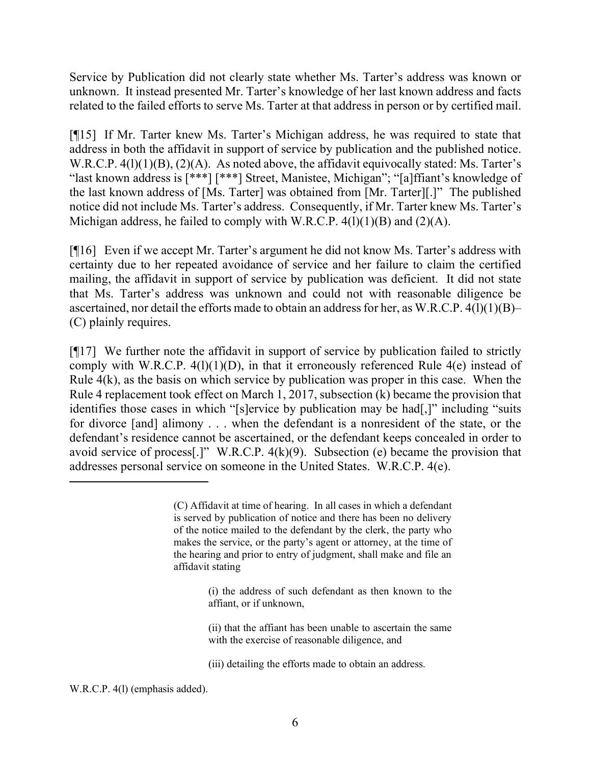Service by Publication did not clearly state whether Ms. Tarter's address was known or unknown. It instead presented Mr. Tarter's knowledge of her last known address and facts related to the failed efforts to serve Ms. Tarter at that address in person or by certified mail.

[¶15] If Mr. Tarter knew Ms. Tarter's Michigan address, he was required to state that address in both the affidavit in support of service by publication and the published notice. W.R.C.P. 4(l)(1)(B), (2)(A). As noted above, the affidavit equivocally stated: Ms. Tarter's "last known address is [***] [***] Street, Manistee, Michigan"; "[a]ffiant's knowledge of the last known address of [Ms. Tarter] was obtained from [Mr. Tarter][.]" The published notice did not include Ms. Tarter's address. Consequently, if Mr. Tarter knew Ms. Tarter's Michigan address, he failed to comply with W.R.C.P. 4(l)(1)(B) and (2)(A).

[¶16] Even if we accept Mr. Tarter's argument he did not know Ms. Tarter's address with certainty due to her repeated avoidance of service and her failure to claim the certified mailing, the affidavit in support of service by publication was deficient. It did not state that Ms. Tarter's address was unknown and could not with reasonable diligence be ascertained, nor detail the efforts made to obtain an address for her, as W.R.C.P. 4(l)(1)(B)–(C) plainly requires.

[¶17] We further note the affidavit in support of service by publication failed to strictly comply with W.R.C.P. 4(l)(1)(D), in that it erroneously referenced Rule 4(e) instead of Rule 4(k), as the basis on which service by publication was proper in this case. When the Rule 4 replacement took effect on March 1, 2017, subsection (k) became the provision that identifies those cases in which "[s]ervice by publication may be had[,]" including "suits for divorce [and] alimony . . . when the defendant is a nonresident of the state, or the defendant's residence cannot be ascertained, or the defendant keeps concealed in order to avoid service of process[.]" W.R.C.P. 4(k)(9). Subsection (e) became the provision that addresses personal service on someone in the United States. W.R.C.P. 4(e).

---

> (C) Affidavit at time of hearing. In all cases in which a defendant is served by publication of notice and there has been no delivery of the notice mailed to the defendant by the clerk, the party who makes the service, or the party's agent or attorney, at the time of the hearing and prior to entry of judgment, shall make and file an affidavit stating
>
> > (i) the address of such defendant as then known to the affiant, or if unknown,
> >
> > (ii) that the affiant has been unable to ascertain the same with the exercise of reasonable diligence, and
> >
> > (iii) detailing the efforts made to obtain an address.

W.R.C.P. 4(l) (emphasis added).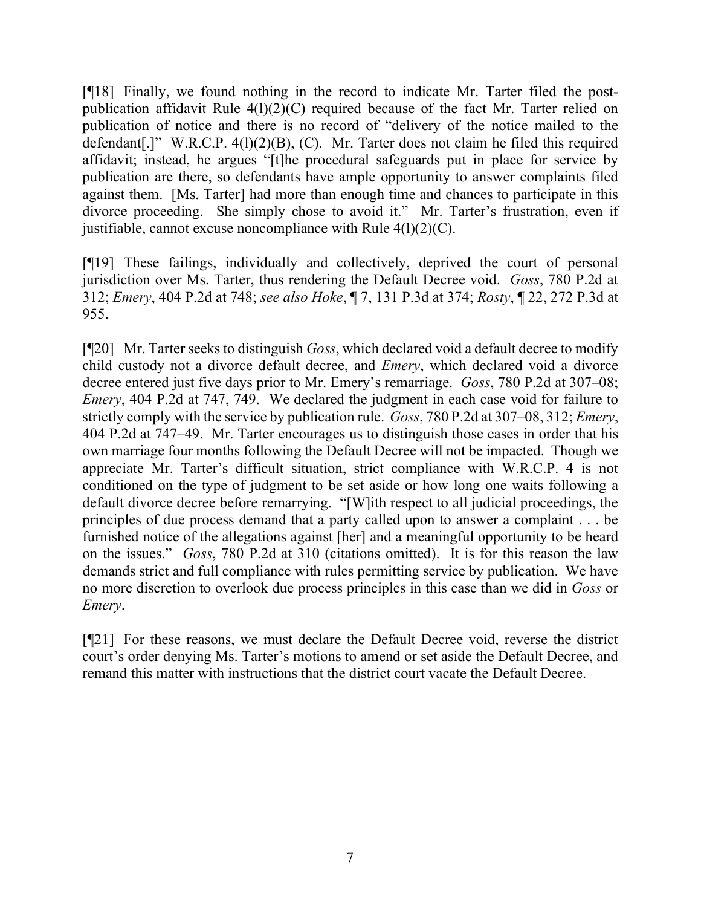[¶18] Finally, we found nothing in the record to indicate Mr. Tarter filed the post-publication affidavit Rule 4(l)(2)(C) required because of the fact Mr. Tarter relied on publication of notice and there is no record of "delivery of the notice mailed to the defendant[.]" W.R.C.P. 4(l)(2)(B), (C). Mr. Tarter does not claim he filed this required affidavit; instead, he argues "[t]he procedural safeguards put in place for service by publication are there, so defendants have ample opportunity to answer complaints filed against them. [Ms. Tarter] had more than enough time and chances to participate in this divorce proceeding. She simply chose to avoid it." Mr. Tarter's frustration, even if justifiable, cannot excuse noncompliance with Rule 4(l)(2)(C).

[¶19] These failings, individually and collectively, deprived the court of personal jurisdiction over Ms. Tarter, thus rendering the Default Decree void. *Goss*, 780 P.2d at 312; *Emery*, 404 P.2d at 748; *see also Hoke*, ¶ 7, 131 P.3d at 374; *Rosty*, ¶ 22, 272 P.3d at 955.

[¶20] Mr. Tarter seeks to distinguish *Goss*, which declared void a default decree to modify child custody not a divorce default decree, and *Emery*, which declared void a divorce decree entered just five days prior to Mr. Emery's remarriage. *Goss*, 780 P.2d at 307–08; *Emery*, 404 P.2d at 747, 749. We declared the judgment in each case void for failure to strictly comply with the service by publication rule. *Goss*, 780 P.2d at 307–08, 312; *Emery*, 404 P.2d at 747–49. Mr. Tarter encourages us to distinguish those cases in order that his own marriage four months following the Default Decree will not be impacted. Though we appreciate Mr. Tarter's difficult situation, strict compliance with W.R.C.P. 4 is not conditioned on the type of judgment to be set aside or how long one waits following a default divorce decree before remarrying. "[W]ith respect to all judicial proceedings, the principles of due process demand that a party called upon to answer a complaint . . . be furnished notice of the allegations against [her] and a meaningful opportunity to be heard on the issues." *Goss*, 780 P.2d at 310 (citations omitted). It is for this reason the law demands strict and full compliance with rules permitting service by publication. We have no more discretion to overlook due process principles in this case than we did in *Goss* or *Emery*.

[¶21] For these reasons, we must declare the Default Decree void, reverse the district court's order denying Ms. Tarter's motions to amend or set aside the Default Decree, and remand this matter with instructions that the district court vacate the Default Decree.